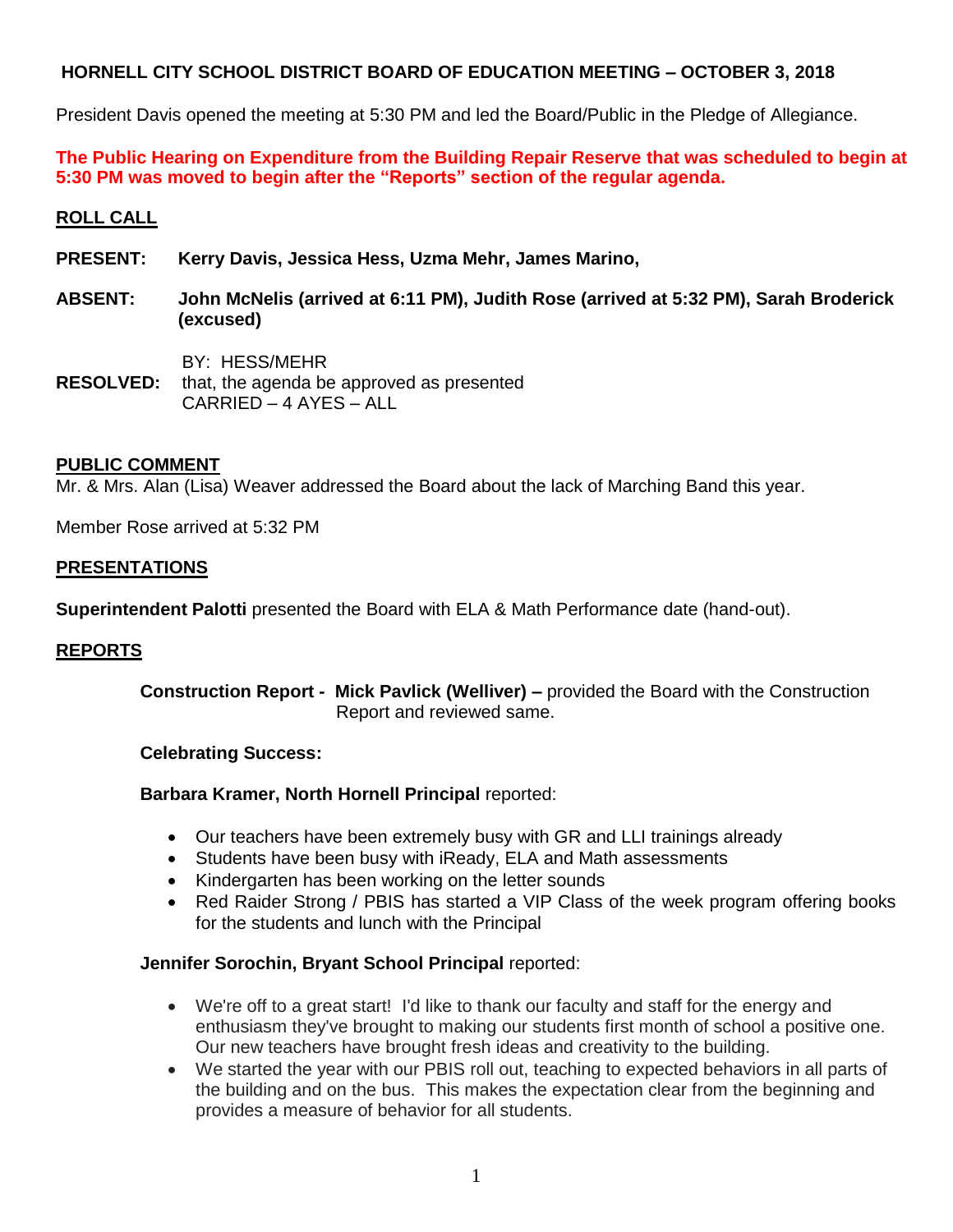# HORNELL CITY SCHOOL DISTRICT BOARD OF EDUCATION MEETING – OCTOBER 3, 2018

President Davis opened the meeting at 5:30 PM and led the Board/Public in the Pledge of Allegiance.

**The Public Hearing on Expenditure from the Building Repair Reserve that was scheduled to begin at 5:30 PM was moved to begin after the "Reports" section of the regular agenda.**

## ROLL CALL

**PRESENT:** **Kerry Davis, Jessica Hess, Uzma Mehr, James Marino,**

**ABSENT:** **John McNelis (arrived at 6:11 PM), Judith Rose (arrived at 5:32 PM), Sarah Broderick (excused)**

BY: HESS/MEHR
**RESOLVED:** that, the agenda be approved as presented
CARRIED – 4 AYES – ALL

## PUBLIC COMMENT

Mr. & Mrs. Alan (Lisa) Weaver addressed the Board about the lack of Marching Band this year.

Member Rose arrived at 5:32 PM

## PRESENTATIONS

**Superintendent Palotti** presented the Board with ELA & Math Performance date (hand-out).

## REPORTS

**Construction Report - Mick Pavlick (Welliver) –** provided the Board with the Construction Report and reviewed same.

**Celebrating Success:**

**Barbara Kramer, North Hornell Principal** reported:

- Our teachers have been extremely busy with GR and LLI trainings already
- Students have been busy with iReady, ELA and Math assessments
- Kindergarten has been working on the letter sounds
- Red Raider Strong / PBIS has started a VIP Class of the week program offering books for the students and lunch with the Principal

**Jennifer Sorochin, Bryant School Principal** reported:

- We're off to a great start! I'd like to thank our faculty and staff for the energy and enthusiasm they've brought to making our students first month of school a positive one. Our new teachers have brought fresh ideas and creativity to the building.
- We started the year with our PBIS roll out, teaching to expected behaviors in all parts of the building and on the bus. This makes the expectation clear from the beginning and provides a measure of behavior for all students.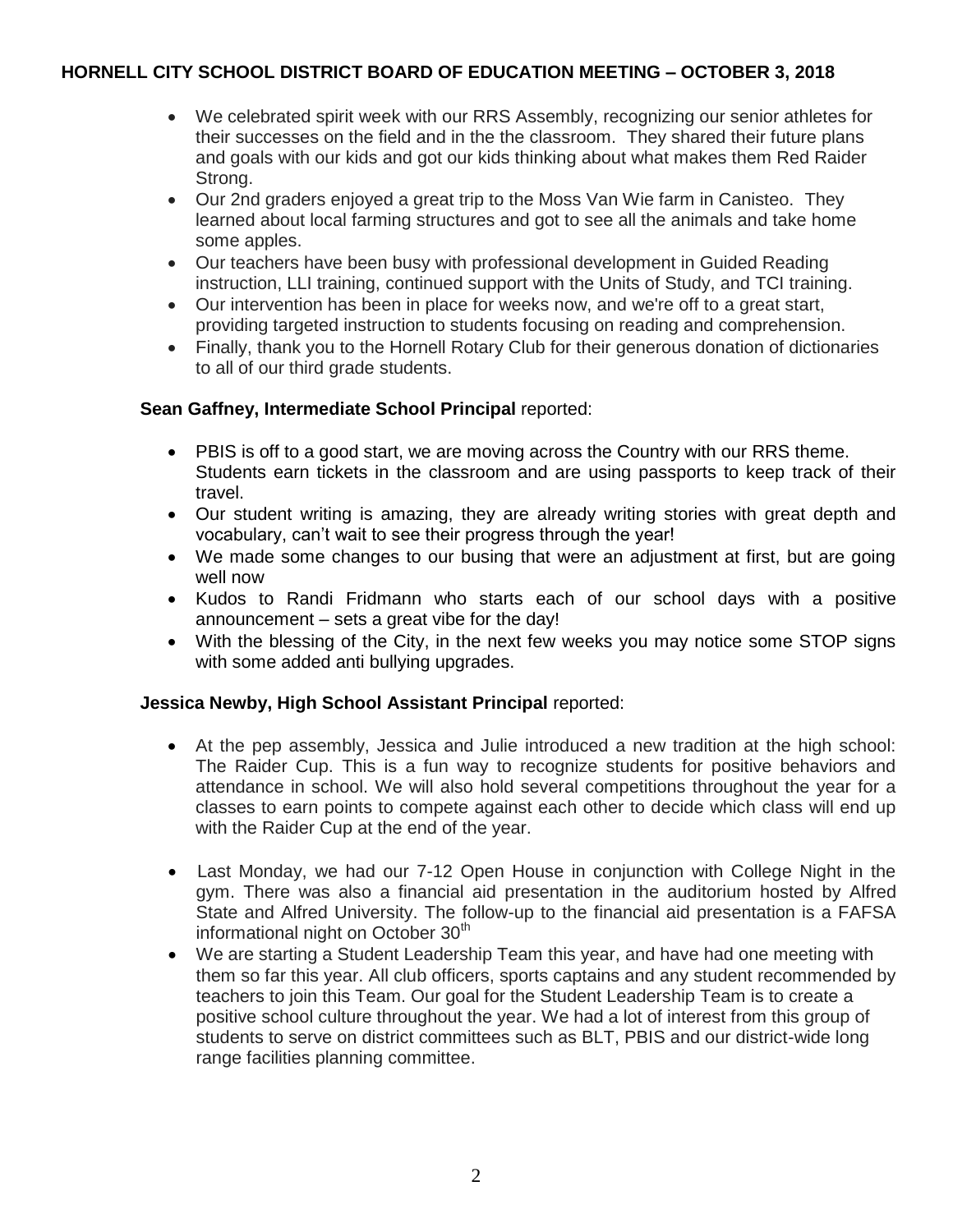- We celebrated spirit week with our RRS Assembly, recognizing our senior athletes for their successes on the field and in the the classroom. They shared their future plans and goals with our kids and got our kids thinking about what makes them Red Raider Strong.
- Our 2nd graders enjoyed a great trip to the Moss Van Wie farm in Canisteo. They learned about local farming structures and got to see all the animals and take home some apples.
- Our teachers have been busy with professional development in Guided Reading instruction, LLI training, continued support with the Units of Study, and TCI training.
- Our intervention has been in place for weeks now, and we're off to a great start, providing targeted instruction to students focusing on reading and comprehension.
- Finally, thank you to the Hornell Rotary Club for their generous donation of dictionaries to all of our third grade students.

**Sean Gaffney, Intermediate School Principal** reported:

- PBIS is off to a good start, we are moving across the Country with our RRS theme. Students earn tickets in the classroom and are using passports to keep track of their travel.
- Our student writing is amazing, they are already writing stories with great depth and vocabulary, can't wait to see their progress through the year!
- We made some changes to our busing that were an adjustment at first, but are going well now
- Kudos to Randi Fridmann who starts each of our school days with a positive announcement – sets a great vibe for the day!
- With the blessing of the City, in the next few weeks you may notice some STOP signs with some added anti bullying upgrades.

**Jessica Newby, High School Assistant Principal** reported:

- At the pep assembly, Jessica and Julie introduced a new tradition at the high school: The Raider Cup. This is a fun way to recognize students for positive behaviors and attendance in school. We will also hold several competitions throughout the year for a classes to earn points to compete against each other to decide which class will end up with the Raider Cup at the end of the year.
- Last Monday, we had our 7-12 Open House in conjunction with College Night in the gym. There was also a financial aid presentation in the auditorium hosted by Alfred State and Alfred University. The follow-up to the financial aid presentation is a FAFSA informational night on October 30th
- We are starting a Student Leadership Team this year, and have had one meeting with them so far this year. All club officers, sports captains and any student recommended by teachers to join this Team. Our goal for the Student Leadership Team is to create a positive school culture throughout the year. We had a lot of interest from this group of students to serve on district committees such as BLT, PBIS and our district-wide long range facilities planning committee.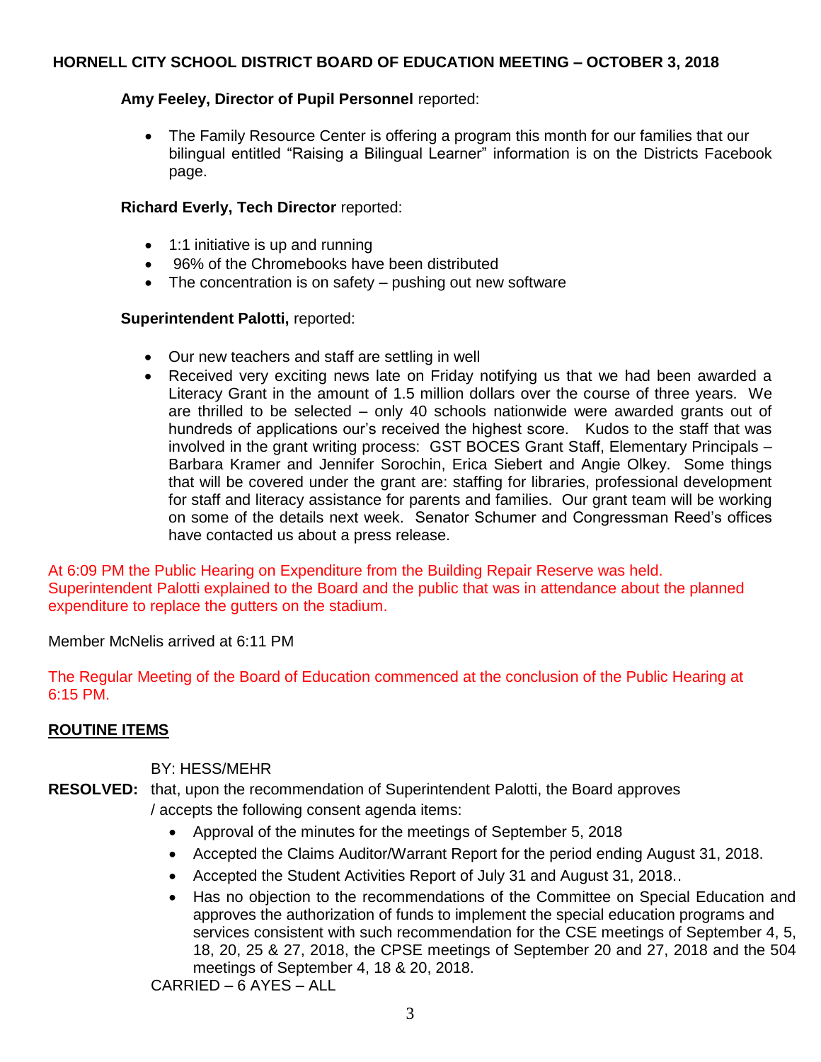**HORNELL CITY SCHOOL DISTRICT BOARD OF EDUCATION MEETING – OCTOBER 3, 2018**

**Amy Feeley, Director of Pupil Personnel** reported:

- The Family Resource Center is offering a program this month for our families that our bilingual entitled "Raising a Bilingual Learner" information is on the Districts Facebook page.

**Richard Everly, Tech Director** reported:

- 1:1 initiative is up and running
- 96% of the Chromebooks have been distributed
- The concentration is on safety – pushing out new software

**Superintendent Palotti,** reported:

- Our new teachers and staff are settling in well
- Received very exciting news late on Friday notifying us that we had been awarded a Literacy Grant in the amount of 1.5 million dollars over the course of three years. We are thrilled to be selected – only 40 schools nationwide were awarded grants out of hundreds of applications our's received the highest score. Kudos to the staff that was involved in the grant writing process: GST BOCES Grant Staff, Elementary Principals – Barbara Kramer and Jennifer Sorochin, Erica Siebert and Angie Olkey. Some things that will be covered under the grant are: staffing for libraries, professional development for staff and literacy assistance for parents and families. Our grant team will be working on some of the details next week. Senator Schumer and Congressman Reed's offices have contacted us about a press release.

At 6:09 PM the Public Hearing on Expenditure from the Building Repair Reserve was held. Superintendent Palotti explained to the Board and the public that was in attendance about the planned expenditure to replace the gutters on the stadium.

Member McNelis arrived at 6:11 PM

The Regular Meeting of the Board of Education commenced at the conclusion of the Public Hearing at 6:15 PM.

**ROUTINE ITEMS**

BY: HESS/MEHR

**RESOLVED:** that, upon the recommendation of Superintendent Palotti, the Board approves / accepts the following consent agenda items:

- Approval of the minutes for the meetings of September 5, 2018
- Accepted the Claims Auditor/Warrant Report for the period ending August 31, 2018.
- Accepted the Student Activities Report of July 31 and August 31, 2018..
- Has no objection to the recommendations of the Committee on Special Education and approves the authorization of funds to implement the special education programs and services consistent with such recommendation for the CSE meetings of September 4, 5, 18, 20, 25 & 27, 2018, the CPSE meetings of September 20 and 27, 2018 and the 504 meetings of September 4, 18 & 20, 2018.

CARRIED – 6 AYES – ALL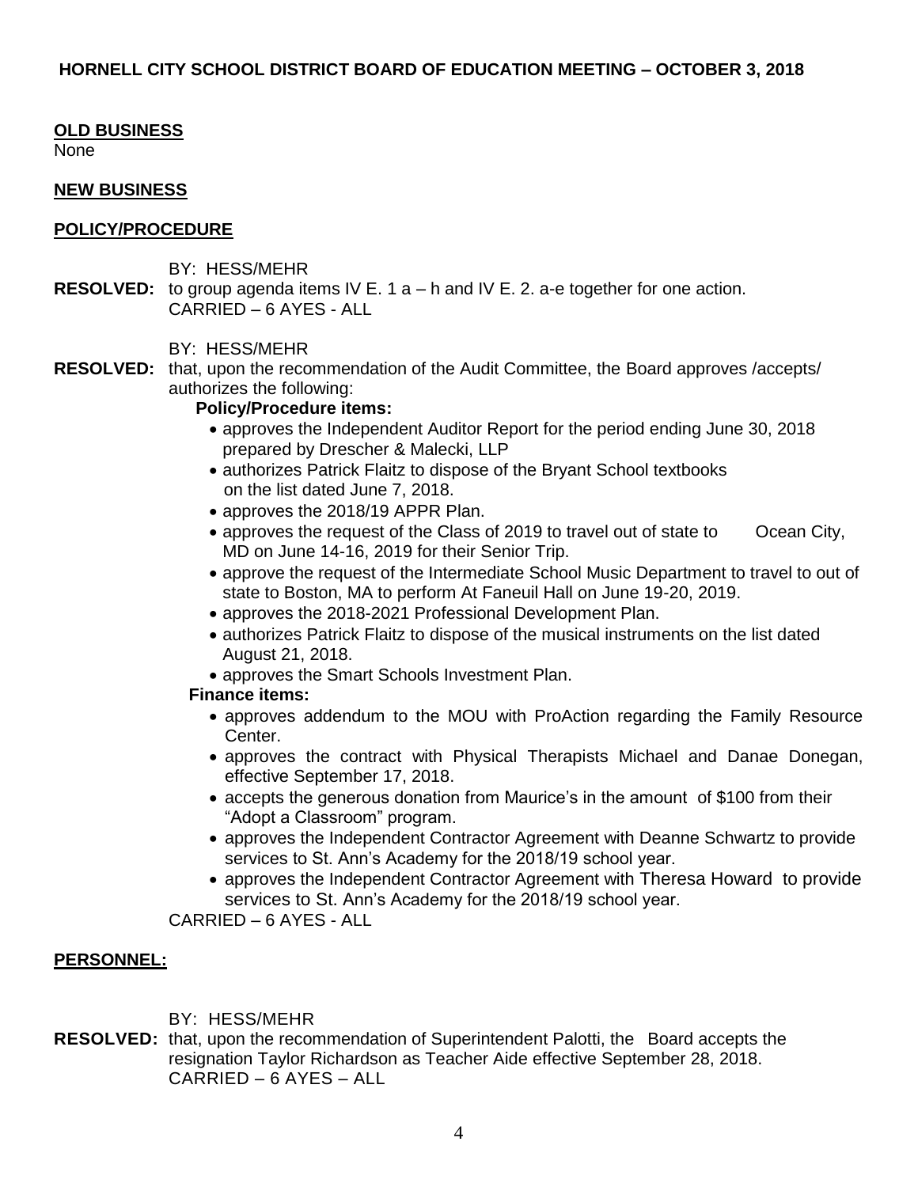**HORNELL CITY SCHOOL DISTRICT BOARD OF EDUCATION MEETING – OCTOBER 3, 2018**

**OLD BUSINESS**

None

**NEW BUSINESS**

**POLICY/PROCEDURE**

BY: HESS/MEHR

**RESOLVED:** to group agenda items IV E. 1 a – h and IV E. 2. a-e together for one action.
CARRIED – 6 AYES - ALL

BY: HESS/MEHR

**RESOLVED:** that, upon the recommendation of the Audit Committee, the Board approves /accepts/ authorizes the following:

**Policy/Procedure items:**

- approves the Independent Auditor Report for the period ending June 30, 2018 prepared by Drescher & Malecki, LLP
- authorizes Patrick Flaitz to dispose of the Bryant School textbooks on the list dated June 7, 2018.
- approves the 2018/19 APPR Plan.
- approves the request of the Class of 2019 to travel out of state to Ocean City, MD on June 14-16, 2019 for their Senior Trip.
- approve the request of the Intermediate School Music Department to travel to out of state to Boston, MA to perform At Faneuil Hall on June 19-20, 2019.
- approves the 2018-2021 Professional Development Plan.
- authorizes Patrick Flaitz to dispose of the musical instruments on the list dated August 21, 2018.
- approves the Smart Schools Investment Plan.

**Finance items:**

- approves addendum to the MOU with ProAction regarding the Family Resource Center.
- approves the contract with Physical Therapists Michael and Danae Donegan, effective September 17, 2018.
- accepts the generous donation from Maurice's in the amount of $100 from their "Adopt a Classroom" program.
- approves the Independent Contractor Agreement with Deanne Schwartz to provide services to St. Ann's Academy for the 2018/19 school year.
- approves the Independent Contractor Agreement with Theresa Howard to provide services to St. Ann's Academy for the 2018/19 school year.

CARRIED – 6 AYES - ALL

**PERSONNEL:**

BY: HESS/MEHR

**RESOLVED:** that, upon the recommendation of Superintendent Palotti, the Board accepts the resignation Taylor Richardson as Teacher Aide effective September 28, 2018.
CARRIED – 6 AYES – ALL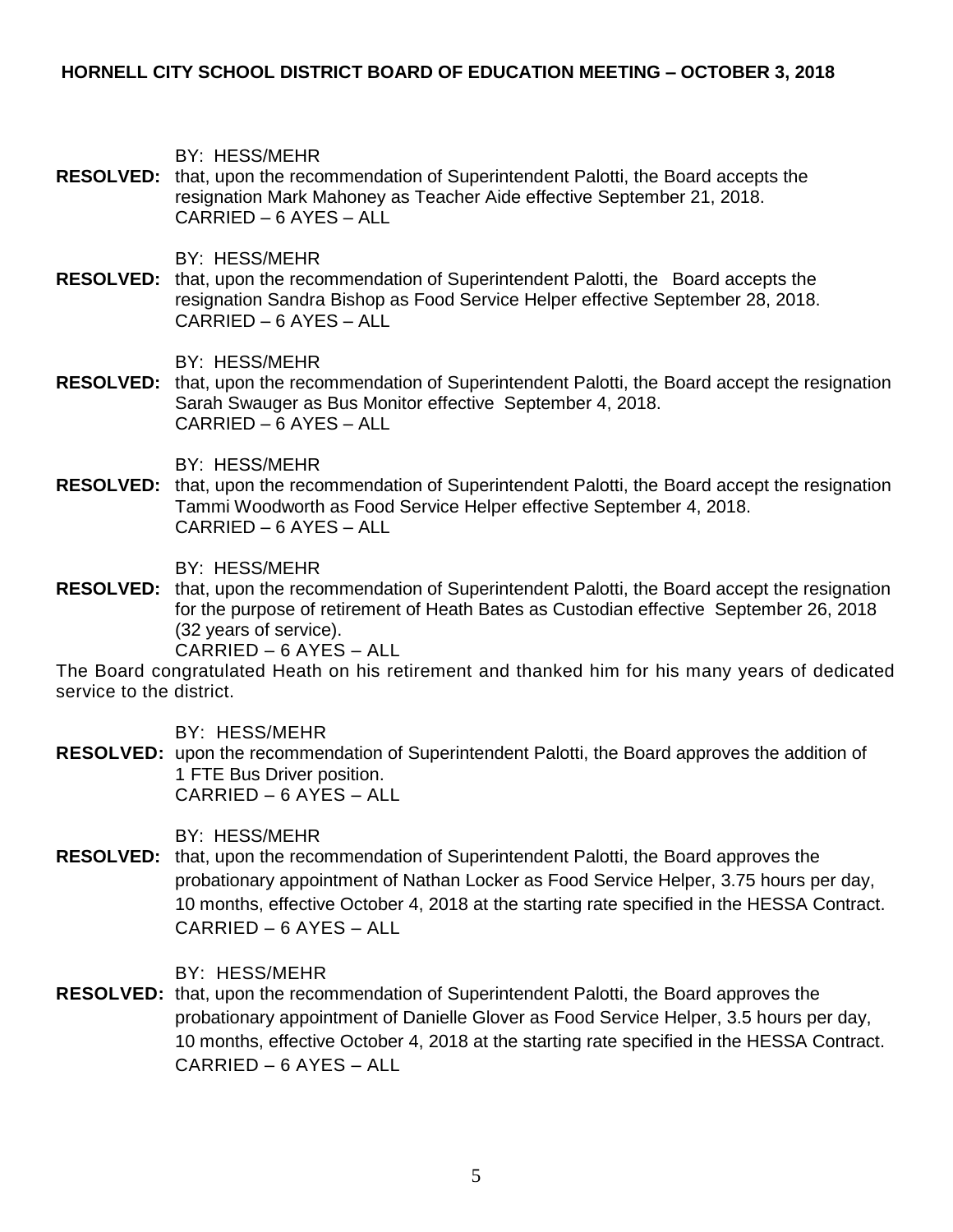BY: HESS/MEHR

**RESOLVED:** that, upon the recommendation of Superintendent Palotti, the Board accepts the resignation Mark Mahoney as Teacher Aide effective September 21, 2018.
CARRIED – 6 AYES – ALL

BY: HESS/MEHR

**RESOLVED:** that, upon the recommendation of Superintendent Palotti, the Board accepts the resignation Sandra Bishop as Food Service Helper effective September 28, 2018.
CARRIED – 6 AYES – ALL

BY: HESS/MEHR

**RESOLVED:** that, upon the recommendation of Superintendent Palotti, the Board accept the resignation Sarah Swauger as Bus Monitor effective September 4, 2018.
CARRIED – 6 AYES – ALL

BY: HESS/MEHR

**RESOLVED:** that, upon the recommendation of Superintendent Palotti, the Board accept the resignation Tammi Woodworth as Food Service Helper effective September 4, 2018.
CARRIED – 6 AYES – ALL

BY: HESS/MEHR

**RESOLVED:** that, upon the recommendation of Superintendent Palotti, the Board accept the resignation for the purpose of retirement of Heath Bates as Custodian effective September 26, 2018 (32 years of service).
CARRIED – 6 AYES – ALL

The Board congratulated Heath on his retirement and thanked him for his many years of dedicated service to the district.

BY: HESS/MEHR

**RESOLVED:** upon the recommendation of Superintendent Palotti, the Board approves the addition of 1 FTE Bus Driver position.
CARRIED – 6 AYES – ALL

BY: HESS/MEHR

**RESOLVED:** that, upon the recommendation of Superintendent Palotti, the Board approves the probationary appointment of Nathan Locker as Food Service Helper, 3.75 hours per day, 10 months, effective October 4, 2018 at the starting rate specified in the HESSA Contract.
CARRIED – 6 AYES – ALL

BY: HESS/MEHR

**RESOLVED:** that, upon the recommendation of Superintendent Palotti, the Board approves the probationary appointment of Danielle Glover as Food Service Helper, 3.5 hours per day, 10 months, effective October 4, 2018 at the starting rate specified in the HESSA Contract.
CARRIED – 6 AYES – ALL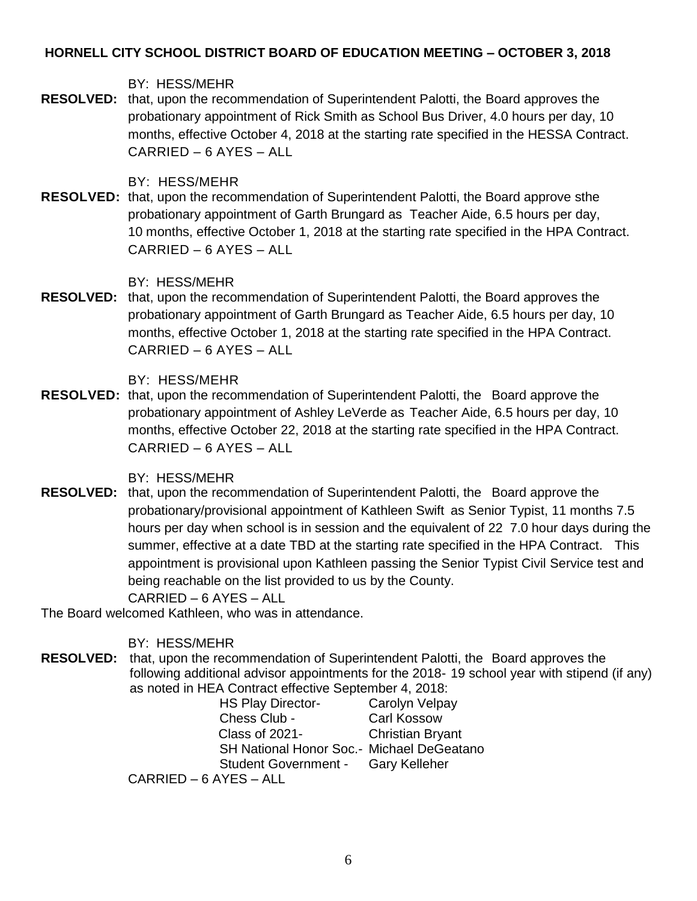**HORNELL CITY SCHOOL DISTRICT BOARD OF EDUCATION MEETING – OCTOBER 3, 2018**

BY: HESS/MEHR

**RESOLVED:** that, upon the recommendation of Superintendent Palotti, the Board approves the probationary appointment of Rick Smith as School Bus Driver, 4.0 hours per day, 10 months, effective October 4, 2018 at the starting rate specified in the HESSA Contract.
CARRIED – 6 AYES – ALL

BY: HESS/MEHR

**RESOLVED:** that, upon the recommendation of Superintendent Palotti, the Board approve sthe probationary appointment of Garth Brungard as Teacher Aide, 6.5 hours per day, 10 months, effective October 1, 2018 at the starting rate specified in the HPA Contract.
CARRIED – 6 AYES – ALL

BY: HESS/MEHR

**RESOLVED:** that, upon the recommendation of Superintendent Palotti, the Board approves the probationary appointment of Garth Brungard as Teacher Aide, 6.5 hours per day, 10 months, effective October 1, 2018 at the starting rate specified in the HPA Contract.
CARRIED – 6 AYES – ALL

BY: HESS/MEHR

**RESOLVED:** that, upon the recommendation of Superintendent Palotti, the Board approve the probationary appointment of Ashley LeVerde as Teacher Aide, 6.5 hours per day, 10 months, effective October 22, 2018 at the starting rate specified in the HPA Contract.
CARRIED – 6 AYES – ALL

BY: HESS/MEHR

**RESOLVED:** that, upon the recommendation of Superintendent Palotti, the Board approve the probationary/provisional appointment of Kathleen Swift as Senior Typist, 11 months 7.5 hours per day when school is in session and the equivalent of 22 7.0 hour days during the summer, effective at a date TBD at the starting rate specified in the HPA Contract. This appointment is provisional upon Kathleen passing the Senior Typist Civil Service test and being reachable on the list provided to us by the County.
CARRIED – 6 AYES – ALL

The Board welcomed Kathleen, who was in attendance.

BY: HESS/MEHR

**RESOLVED:** that, upon the recommendation of Superintendent Palotti, the Board approves the following additional advisor appointments for the 2018- 19 school year with stipend (if any) as noted in HEA Contract effective September 4, 2018:

| | |
|---|---|
| HS Play Director- | Carolyn Velpay |
| Chess Club - | Carl Kossow |
| Class of 2021- | Christian Bryant |
| SH National Honor Soc.- | Michael DeGeatano |
| Student Government - | Gary Kelleher |

CARRIED – 6 AYES – ALL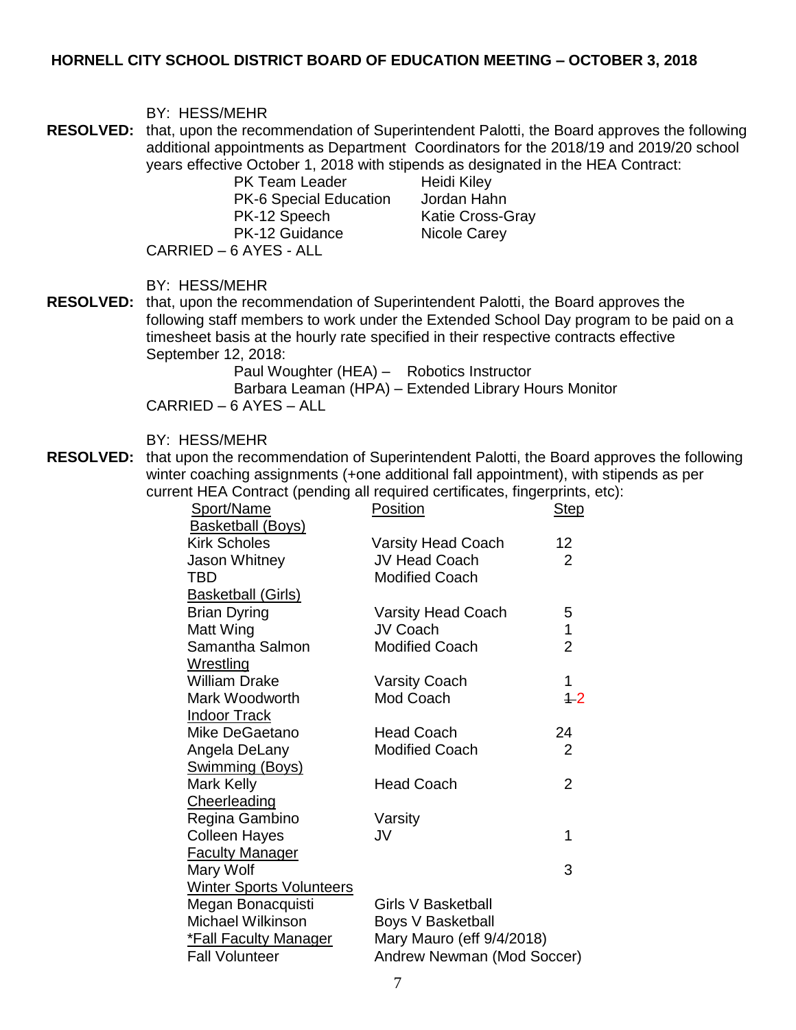**HORNELL CITY SCHOOL DISTRICT BOARD OF EDUCATION MEETING – OCTOBER 3, 2018**

BY: HESS/MEHR

**RESOLVED:** that, upon the recommendation of Superintendent Palotti, the Board approves the following additional appointments as Department Coordinators for the 2018/19 and 2019/20 school years effective October 1, 2018 with stipends as designated in the HEA Contract:

| | |
|---|---|
| PK Team Leader | Heidi Kiley |
| PK-6 Special Education | Jordan Hahn |
| PK-12 Speech | Katie Cross-Gray |
| PK-12 Guidance | Nicole Carey |

CARRIED – 6 AYES - ALL

BY: HESS/MEHR

**RESOLVED:** that, upon the recommendation of Superintendent Palotti, the Board approves the following staff members to work under the Extended School Day program to be paid on a timesheet basis at the hourly rate specified in their respective contracts effective September 12, 2018:

Paul Woughter (HEA) – Robotics Instructor
Barbara Leaman (HPA) – Extended Library Hours Monitor

CARRIED – 6 AYES – ALL

BY: HESS/MEHR

**RESOLVED:** that upon the recommendation of Superintendent Palotti, the Board approves the following winter coaching assignments (+one additional fall appointment), with stipends as per current HEA Contract (pending all required certificates, fingerprints, etc):

| Sport/Name | Position | Step |
|---|---|---|
| Basketball (Boys) | | |
| Kirk Scholes | Varsity Head Coach | 12 |
| Jason Whitney | JV Head Coach | 2 |
| TBD | Modified Coach | |
| Basketball (Girls) | | |
| Brian Dyring | Varsity Head Coach | 5 |
| Matt Wing | JV Coach | 1 |
| Samantha Salmon | Modified Coach | 2 |
| Wrestling | | |
| William Drake | Varsity Coach | 1 |
| Mark Woodworth | Mod Coach | ~~1~~ 2 |
| Indoor Track | | |
| Mike DeGaetano | Head Coach | 24 |
| Angela DeLany | Modified Coach | 2 |
| Swimming (Boys) | | |
| Mark Kelly | Head Coach | 2 |
| Cheerleading | | |
| Regina Gambino | Varsity | |
| Colleen Hayes | JV | 1 |
| Faculty Manager | | |
| Mary Wolf | | 3 |
| Winter Sports Volunteers | | |
| Megan Bonacquisti | Girls V Basketball | |
| Michael Wilkinson | Boys V Basketball | |
| *Fall Faculty Manager | Mary Mauro (eff 9/4/2018) | |
| Fall Volunteer | Andrew Newman (Mod Soccer) | |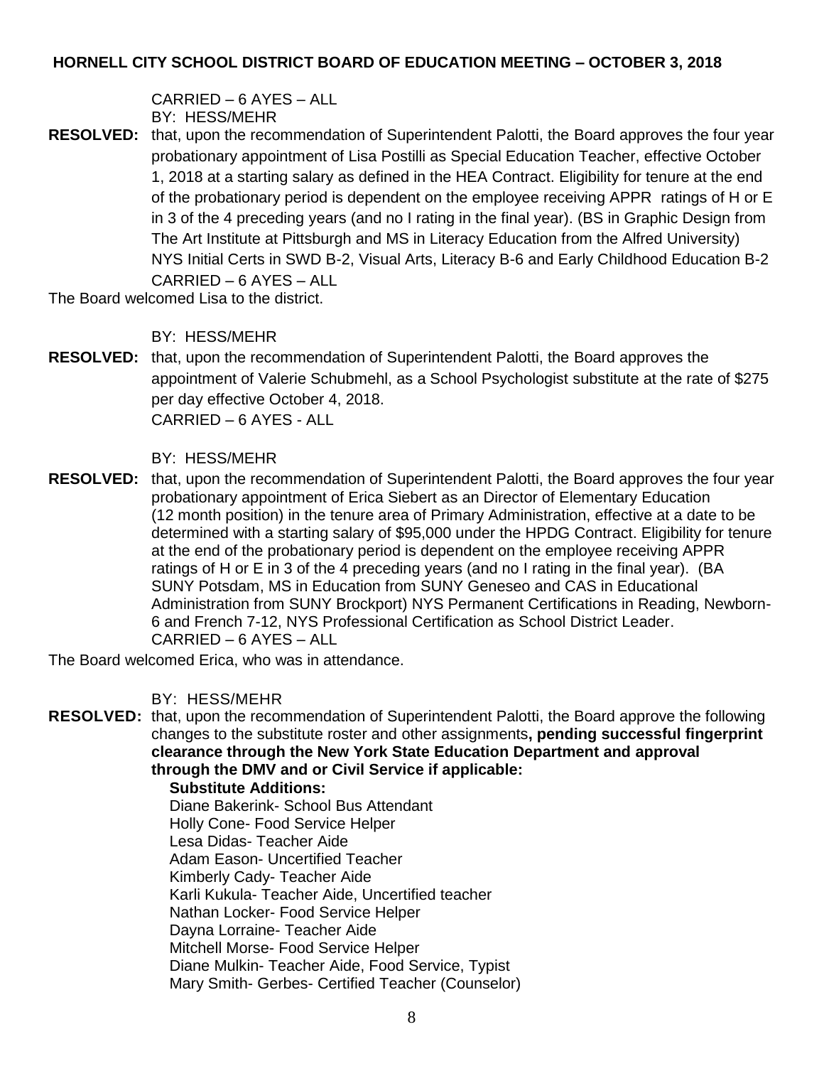CARRIED – 6 AYES – ALL
BY: HESS/MEHR

**RESOLVED:** that, upon the recommendation of Superintendent Palotti, the Board approves the four year probationary appointment of Lisa Postilli as Special Education Teacher, effective October 1, 2018 at a starting salary as defined in the HEA Contract. Eligibility for tenure at the end of the probationary period is dependent on the employee receiving APPR ratings of H or E in 3 of the 4 preceding years (and no I rating in the final year). (BS in Graphic Design from The Art Institute at Pittsburgh and MS in Literacy Education from the Alfred University) NYS Initial Certs in SWD B-2, Visual Arts, Literacy B-6 and Early Childhood Education B-2
CARRIED – 6 AYES – ALL

The Board welcomed Lisa to the district.

BY: HESS/MEHR

**RESOLVED:** that, upon the recommendation of Superintendent Palotti, the Board approves the appointment of Valerie Schubmehl, as a School Psychologist substitute at the rate of $275 per day effective October 4, 2018.
CARRIED – 6 AYES - ALL

BY: HESS/MEHR

**RESOLVED:** that, upon the recommendation of Superintendent Palotti, the Board approves the four year probationary appointment of Erica Siebert as an Director of Elementary Education (12 month position) in the tenure area of Primary Administration, effective at a date to be determined with a starting salary of $95,000 under the HPDG Contract. Eligibility for tenure at the end of the probationary period is dependent on the employee receiving APPR ratings of H or E in 3 of the 4 preceding years (and no I rating in the final year). (BA SUNY Potsdam, MS in Education from SUNY Geneseo and CAS in Educational Administration from SUNY Brockport) NYS Permanent Certifications in Reading, Newborn-6 and French 7-12, NYS Professional Certification as School District Leader.
CARRIED – 6 AYES – ALL

The Board welcomed Erica, who was in attendance.

BY: HESS/MEHR

**RESOLVED:** that, upon the recommendation of Superintendent Palotti, the Board approve the following changes to the substitute roster and other assignments**, pending successful fingerprint clearance through the New York State Education Department and approval through the DMV and or Civil Service if applicable:**

**Substitute Additions:**
Diane Bakerink- School Bus Attendant
Holly Cone- Food Service Helper
Lesa Didas- Teacher Aide
Adam Eason- Uncertified Teacher
Kimberly Cady- Teacher Aide
Karli Kukula- Teacher Aide, Uncertified teacher
Nathan Locker- Food Service Helper
Dayna Lorraine- Teacher Aide
Mitchell Morse- Food Service Helper
Diane Mulkin- Teacher Aide, Food Service, Typist
Mary Smith- Gerbes- Certified Teacher (Counselor)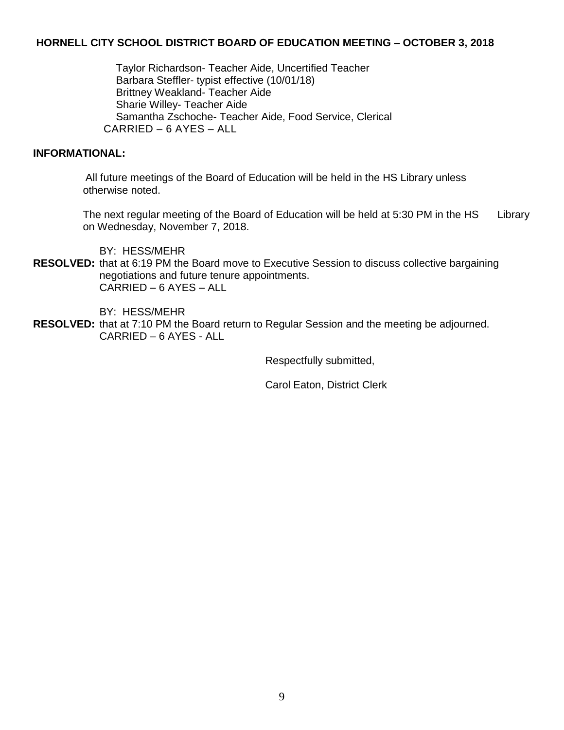Taylor Richardson- Teacher Aide, Uncertified Teacher
Barbara Steffler- typist effective (10/01/18)
Brittney Weakland- Teacher Aide
Sharie Willey- Teacher Aide
Samantha Zschoche- Teacher Aide, Food Service, Clerical

CARRIED – 6 AYES – ALL

**INFORMATIONAL:**

All future meetings of the Board of Education will be held in the HS Library unless otherwise noted.

The next regular meeting of the Board of Education will be held at 5:30 PM in the HS Library on Wednesday, November 7, 2018.

BY: HESS/MEHR

**RESOLVED:** that at 6:19 PM the Board move to Executive Session to discuss collective bargaining negotiations and future tenure appointments.
CARRIED – 6 AYES – ALL

BY: HESS/MEHR

**RESOLVED:** that at 7:10 PM the Board return to Regular Session and the meeting be adjourned.
CARRIED – 6 AYES - ALL

Respectfully submitted,

Carol Eaton, District Clerk